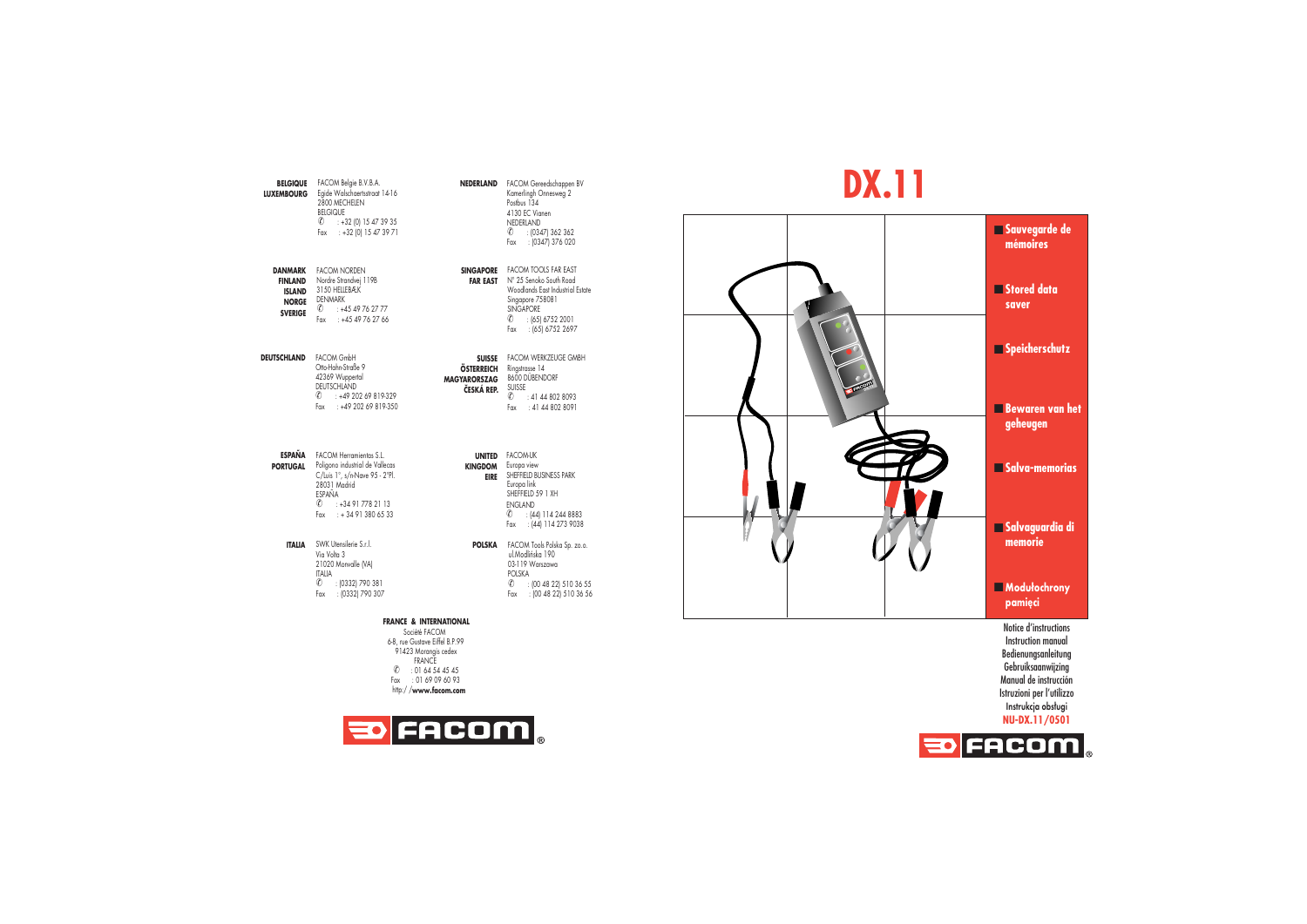**BELGIQUE**
**LUXEMBOURG**
FACOM Belgie B.V.B.A.
Egide Walschaertsstraat 14-16
2800 MECHELEN
BELGIQUE
✆ : +32 (0) 15 47 39 35
Fax : +32 (0) 15 47 39 71

**DANMARK**
**FINLAND**
**ISLAND**
**NORGE**
**SVERIGE**
FACOM NORDEN
Nordre Strandvej 119B
3150 HELLEBÆK
DENMARK
✆ : +45 49 76 27 77
Fax : +45 49 76 27 66

**DEUTSCHLAND**
FACOM GmbH
Otto-Hahn-Straße 9
42369 Wuppertal
DEUTSCHLAND
✆ : +49 202 69 819-329
Fax : +49 202 69 819-350

**ESPAÑA**
**PORTUGAL**
FACOM Herramientas S.L.
Poligono industrial de Vallecas
C/Luis 1°, s/n-Nave 95 - 2°Pl.
28031 Madrid
ESPAÑA
✆ : +34 91 778 21 13
Fax : + 34 91 380 65 33

**ITALIA**
SWK Utensilerie S.r.l.
Via Volta 3
21020 Monvalle (VA)
ITALIA
✆ : (0332) 790 381
Fax : (0332) 790 307

**NEDERLAND**
FACOM Gereedschappen BV
Kamerlingh Onnesweg 2
Postbus 134
4130 EC Vianen
NEDERLAND
✆ : (0347) 362 362
Fax : (0347) 376 020

**SINGAPORE**
**FAR EAST**
FACOM TOOLS FAR EAST
N° 25 Senoko South Road
Woodlands East Industrial Estate
Singapore 758081
SINGAPORE
✆ : (65) 6752 2001
Fax : (65) 6752 2697

**SUISSE**
**ÖSTERREICH**
**MAGYARORSZAG**
**ČESKÁ REP.**
FACOM WERKZEUGE GMBH
Ringstrasse 14
8600 DÜBENDORF
SUISSE
✆ : 41 44 802 8093
Fax : 41 44 802 8091

**UNITED KINGDOM**
**EIRE**
FACOM-UK
Europa view
SHEFFIELD BUSINESS PARK
Europa link
SHEFFIELD S9 1 XH
ENGLAND
✆ : (44) 114 244 8883
Fax : (44) 114 273 9038

**POLSKA**
FACOM Tools Polska Sp. zo.o.
ul.Modlińska 190
03-119 Warszawa
POLSKA
✆ : (00 48 22) 510 36 55
Fax : (00 48 22) 510 36 56

**FRANCE & INTERNATIONAL**
Société FACOM
6-8, rue Gustave Eiffel B.P.99
91423 Morangis cedex
FRANCE
✆ : 01 64 54 45 45
Fax : 01 69 09 60 93
http://**www.facom.com**

FACOM®

# DX.11

- **Sauvegarde de mémoires**
- **Stored data saver**
- **Speicherschutz**
- **Bewaren van het geheugen**
- **Salva-memorias**
- **Salvaguardia di memorie**
- **Modułochrony pamięci**

Notice d'instructions
Instruction manual
Bedienungsanleitung
Gebruiksaanwijzing
Manual de instrucción
Istruzioni per l'utilizzo
Instrukcja obsługi
**NU-DX.11/0501**

FACOM®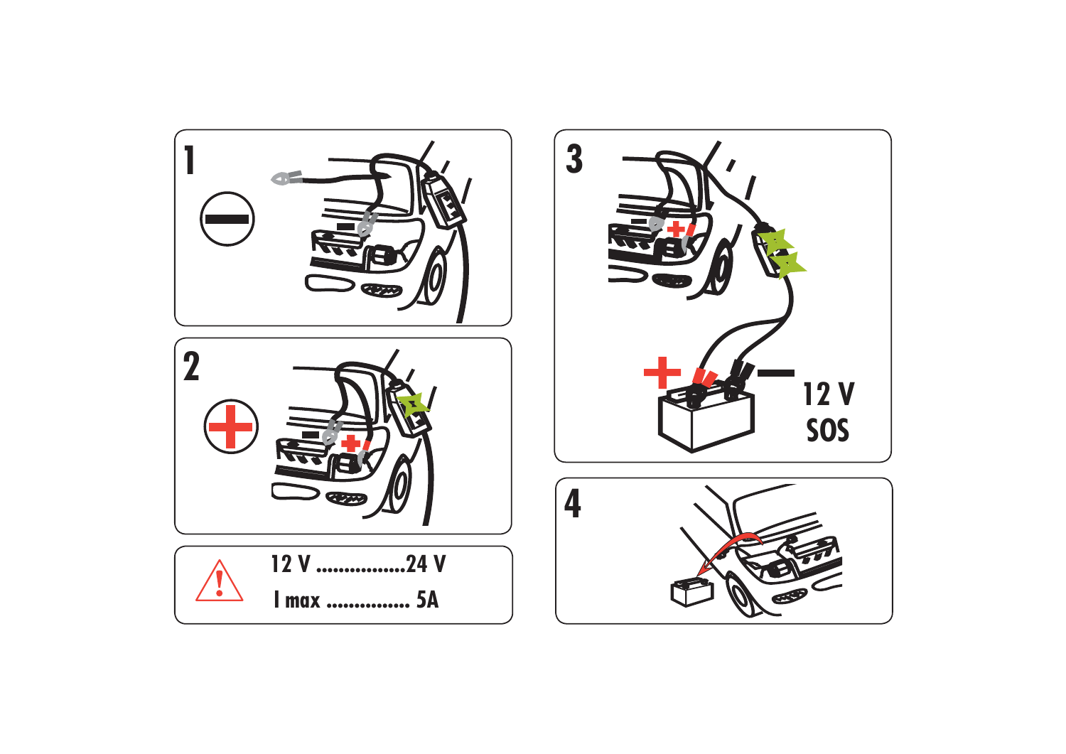1

2

12 V ................24 V

I max ............... 5A

3

12 V

SOS

4